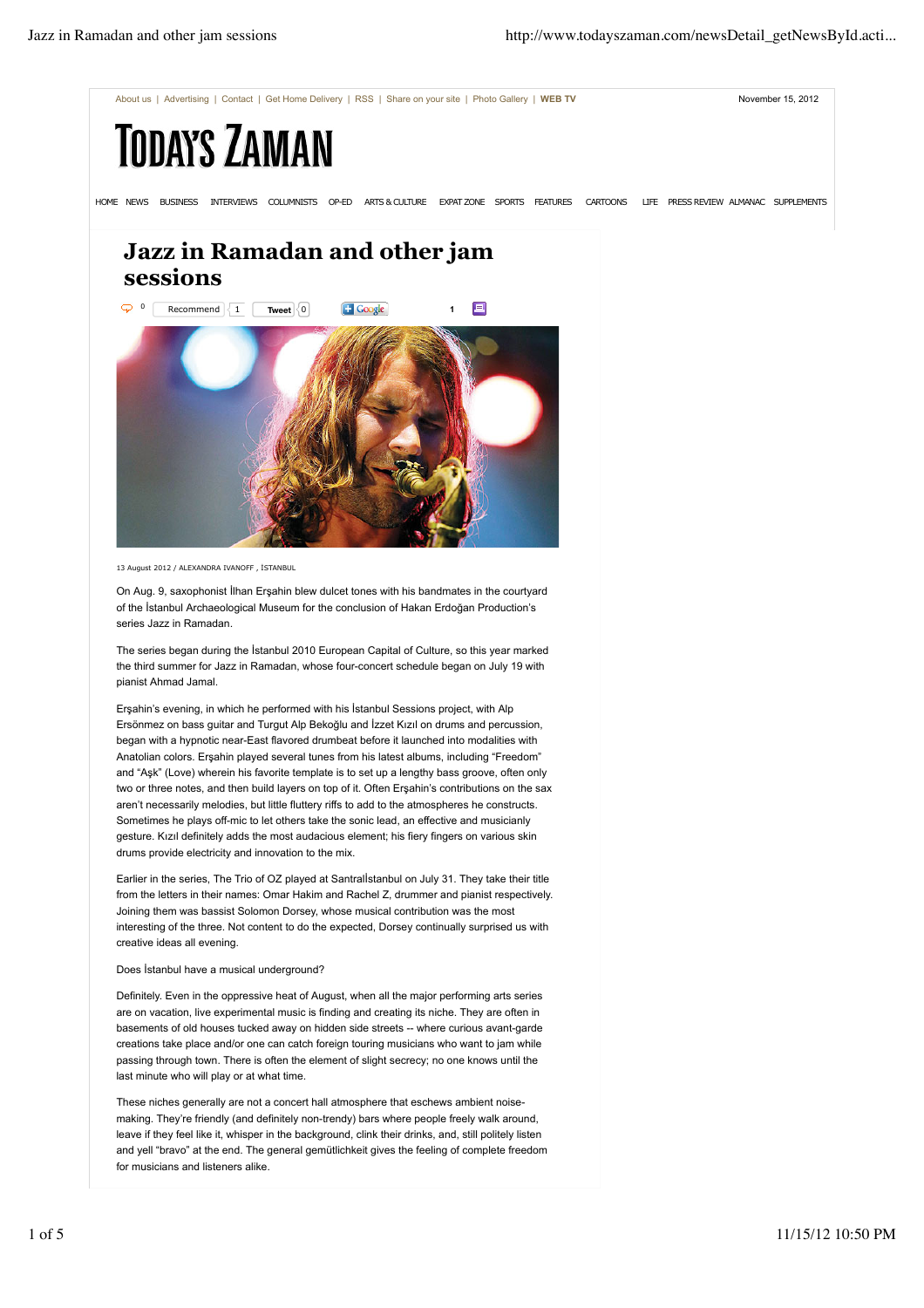# Jazz in Ramadan and other jam sessions

13 August 2012 / ALEXANDRA IVANOFF , İSTANBUL

On Aug. 9, saxophonist İlhan Erşahin blew dulcet tones with his bandmates in the courtyard of the İstanbul Archaeological Museum for the conclusion of Hakan Erdoğan Production's series Jazz in Ramadan.

The series began during the İstanbul 2010 European Capital of Culture, so this year marked the third summer for Jazz in Ramadan, whose four-concert schedule began on July 19 with pianist Ahmad Jamal.

Erşahin's evening, in which he performed with his İstanbul Sessions project, with Alp Ersönmez on bass guitar and Turgut Alp Bekoğlu and İzzet Kızıl on drums and percussion, began with a hypnotic near-East flavored drumbeat before it launched into modalities with Anatolian colors. Erşahin played several tunes from his latest albums, including "Freedom" and "Aşk" (Love) wherein his favorite template is to set up a lengthy bass groove, often only two or three notes, and then build layers on top of it. Often Erşahin's contributions on the sax aren't necessarily melodies, but little fluttery riffs to add to the atmospheres he constructs. Sometimes he plays off-mic to let others take the sonic lead, an effective and musicianly gesture. Kızıl definitely adds the most audacious element; his fiery fingers on various skin drums provide electricity and innovation to the mix.

Earlier in the series, The Trio of OZ played at Santralİstanbul on July 31. They take their title from the letters in their names: Omar Hakim and Rachel Z, drummer and pianist respectively. Joining them was bassist Solomon Dorsey, whose musical contribution was the most interesting of the three. Not content to do the expected, Dorsey continually surprised us with creative ideas all evening.

Does İstanbul have a musical underground?

Definitely. Even in the oppressive heat of August, when all the major performing arts series are on vacation, live experimental music is finding and creating its niche. They are often in basements of old houses tucked away on hidden side streets -- where curious avant-garde creations take place and/or one can catch foreign touring musicians who want to jam while passing through town. There is often the element of slight secrecy; no one knows until the last minute who will play or at what time.

These niches generally are not a concert hall atmosphere that eschews ambient noise-making. They're friendly (and definitely non-trendy) bars where people freely walk around, leave if they feel like it, whisper in the background, clink their drinks, and, still politely listen and yell "bravo" at the end. The general gemütlichkeit gives the feeling of complete freedom for musicians and listeners alike.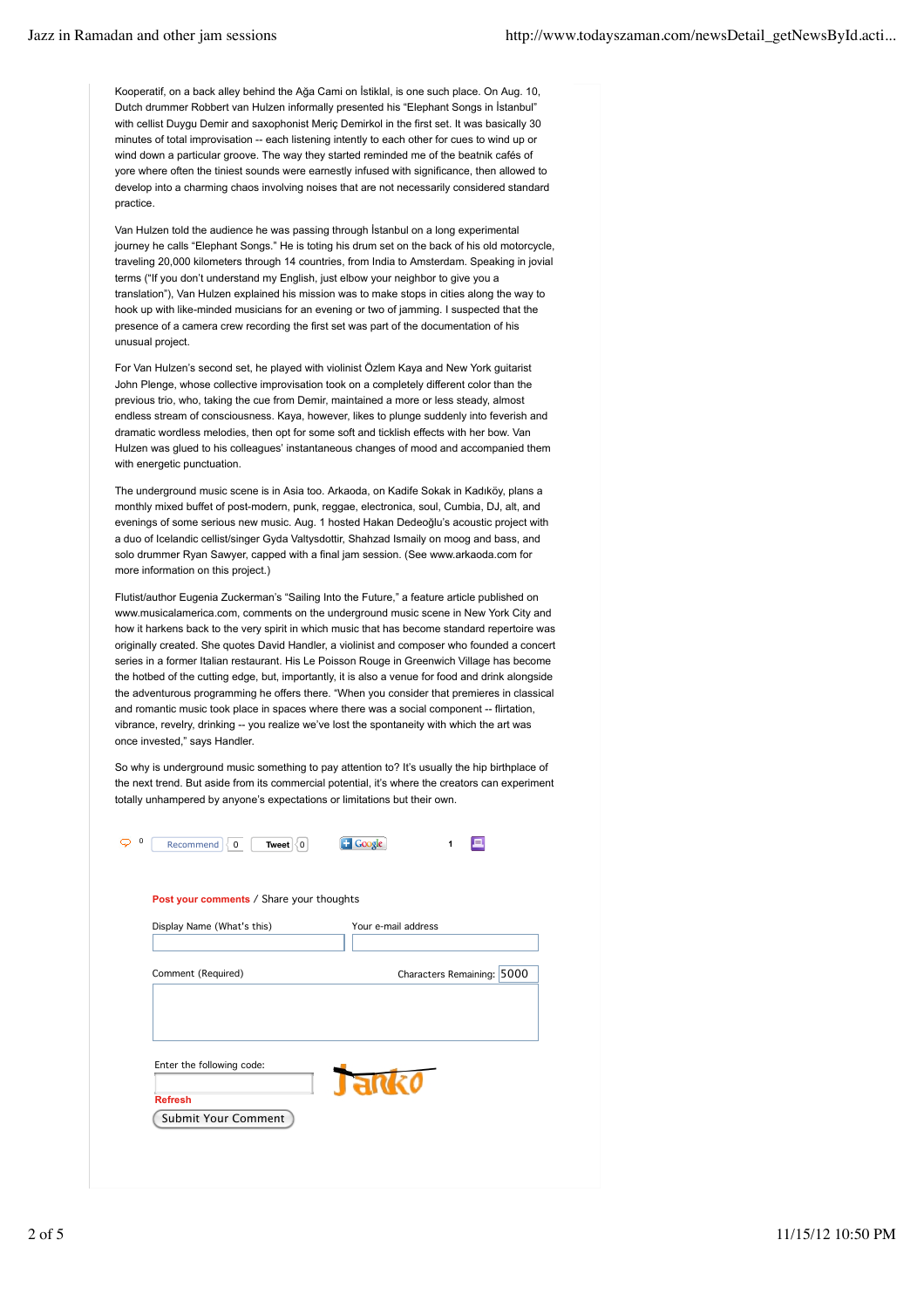Kooperatif, on a back alley behind the Ağa Cami on İstiklal, is one such place. On Aug. 10, Dutch drummer Robbert van Hulzen informally presented his "Elephant Songs in İstanbul" with cellist Duygu Demir and saxophonist Meriç Demirkol in the first set. It was basically 30 minutes of total improvisation -- each listening intently to each other for cues to wind up or wind down a particular groove. The way they started reminded me of the beatnik cafés of yore where often the tiniest sounds were earnestly infused with significance, then allowed to develop into a charming chaos involving noises that are not necessarily considered standard practice.

Van Hulzen told the audience he was passing through İstanbul on a long experimental journey he calls "Elephant Songs." He is toting his drum set on the back of his old motorcycle, traveling 20,000 kilometers through 14 countries, from India to Amsterdam. Speaking in jovial terms ("If you don't understand my English, just elbow your neighbor to give you a translation"), Van Hulzen explained his mission was to make stops in cities along the way to hook up with like-minded musicians for an evening or two of jamming. I suspected that the presence of a camera crew recording the first set was part of the documentation of his unusual project.

For Van Hulzen's second set, he played with violinist Özlem Kaya and New York guitarist John Plenge, whose collective improvisation took on a completely different color than the previous trio, who, taking the cue from Demir, maintained a more or less steady, almost endless stream of consciousness. Kaya, however, likes to plunge suddenly into feverish and dramatic wordless melodies, then opt for some soft and ticklish effects with her bow. Van Hulzen was glued to his colleagues' instantaneous changes of mood and accompanied them with energetic punctuation.

The underground music scene is in Asia too. Arkaoda, on Kadife Sokak in Kadıköy, plans a monthly mixed buffet of post-modern, punk, reggae, electronica, soul, Cumbia, DJ, alt, and evenings of some serious new music. Aug. 1 hosted Hakan Dedeoğlu's acoustic project with a duo of Icelandic cellist/singer Gyda Valtysdottir, Shahzad Ismaily on moog and bass, and solo drummer Ryan Sawyer, capped with a final jam session. (See www.arkaoda.com for more information on this project.)

Flutist/author Eugenia Zuckerman's "Sailing Into the Future," a feature article published on www.musicalamerica.com, comments on the underground music scene in New York City and how it harkens back to the very spirit in which music that has become standard repertoire was originally created. She quotes David Handler, a violinist and composer who founded a concert series in a former Italian restaurant. His Le Poisson Rouge in Greenwich Village has become the hotbed of the cutting edge, but, importantly, it is also a venue for food and drink alongside the adventurous programming he offers there. "When you consider that premieres in classical and romantic music took place in spaces where there was a social component -- flirtation, vibrance, revelry, drinking -- you realize we've lost the spontaneity with which the art was once invested," says Handler.

So why is underground music something to pay attention to? It's usually the hip birthplace of the next trend. But aside from its commercial potential, it's where the creators can experiment totally unhampered by anyone's expectations or limitations but their own.

0 Recommend 0 Tweet 0 Google 1

**Post your comments** / Share your thoughts

Display Name (What's this) Your e-mail address

Comment (Required) Characters Remaining: 5000

Enter the following code:

Refresh

Submit Your Comment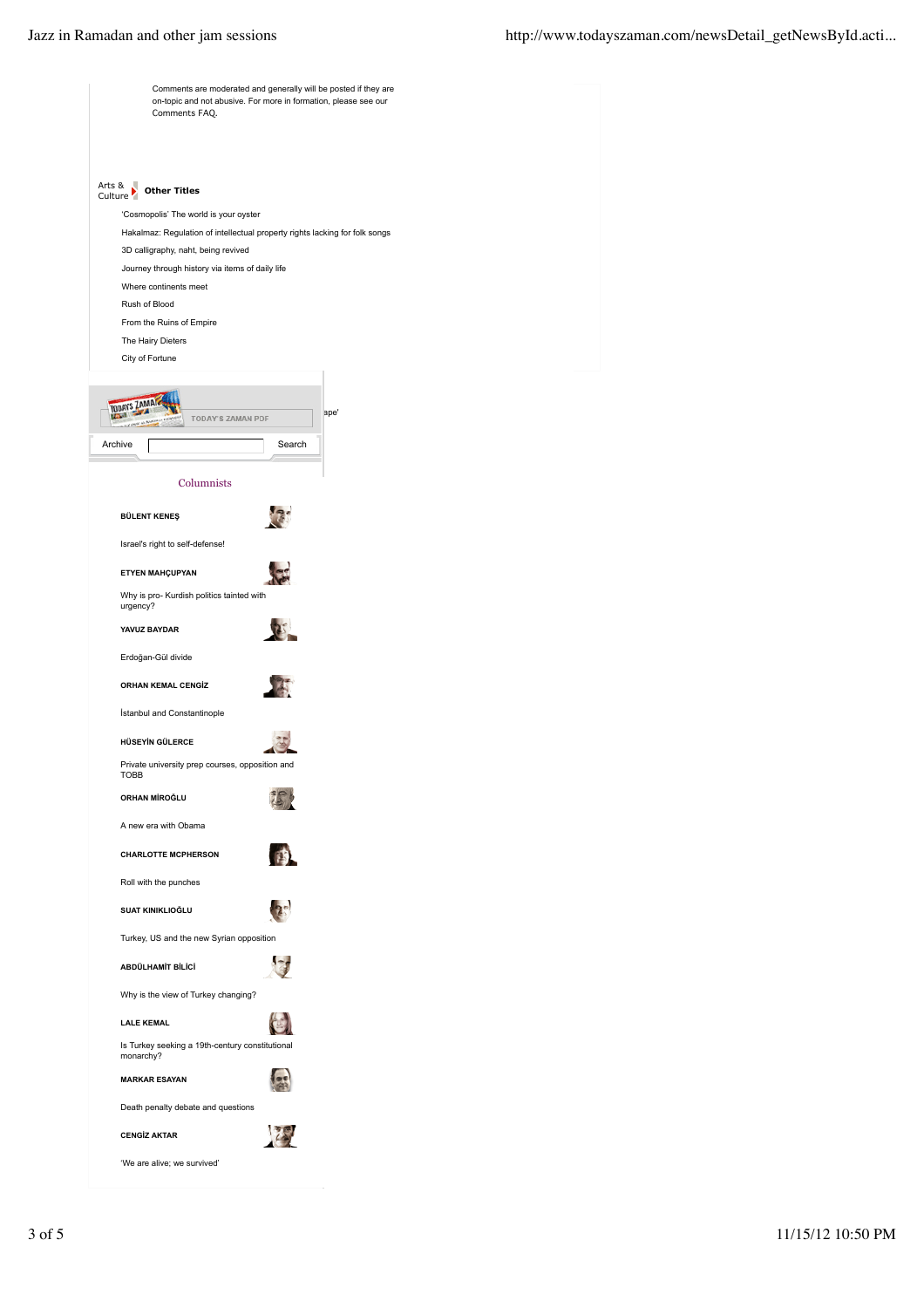Comments are moderated and generally will be posted if they are on-topic and not abusive. For more in formation, please see our Comments FAQ.

Arts & Culture **Other Titles**

- 'Cosmopolis' The world is your oyster
- Hakalmaz: Regulation of intellectual property rights lacking for folk songs
- 3D calligraphy, naht, being revived
- Journey through history via items of daily life
- Where continents meet
- Rush of Blood
- From the Ruins of Empire
- The Hairy Dieters
- City of Fortune

TODAY'S ZAMAN PDF

ape'

Archive Search

## Columnists

**BÜLENT KENEŞ**

Israel's right to self-defense!

**ETYEN MAHÇUPYAN**

Why is pro- Kurdish politics tainted with urgency?

**YAVUZ BAYDAR**

Erdoğan-Gül divide

**ORHAN KEMAL CENGİZ**

İstanbul and Constantinople

**HÜSEYİN GÜLERCE**

Private university prep courses, opposition and TOBB

**ORHAN MİROĞLU**

A new era with Obama

**CHARLOTTE MCPHERSON**

Roll with the punches

**SUAT KINIKLIOĞLU**

Turkey, US and the new Syrian opposition

**ABDÜLHAMİT BİLİCİ**

Why is the view of Turkey changing?

**LALE KEMAL**

Is Turkey seeking a 19th-century constitutional monarchy?

**MARKAR ESAYAN**

Death penalty debate and questions

**CENGİZ AKTAR**

'We are alive; we survived'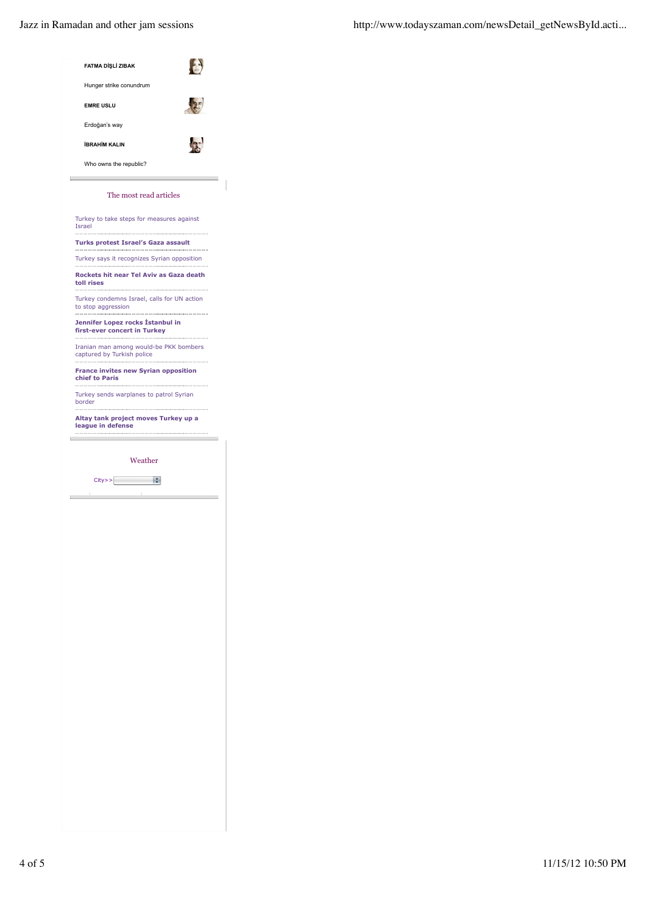**FATMA DİŞLİ ZIBAK**

Hunger strike conundrum

**EMRE USLU**

Erdoğan's way

**İBRAHİM KALIN**

Who owns the republic?

## The most read articles

- Turkey to take steps for measures against Israel
- **Turks protest Israel's Gaza assault**
- Turkey says it recognizes Syrian opposition
- **Rockets hit near Tel Aviv as Gaza death toll rises**
- Turkey condemns Israel, calls for UN action to stop aggression
- **Jennifer Lopez rocks İstanbul in first-ever concert in Turkey**
- Iranian man among would-be PKK bombers captured by Turkish police
- **France invites new Syrian opposition chief to Paris**
- Turkey sends warplanes to patrol Syrian border
- **Altay tank project moves Turkey up a league in defense**

## Weather

City>>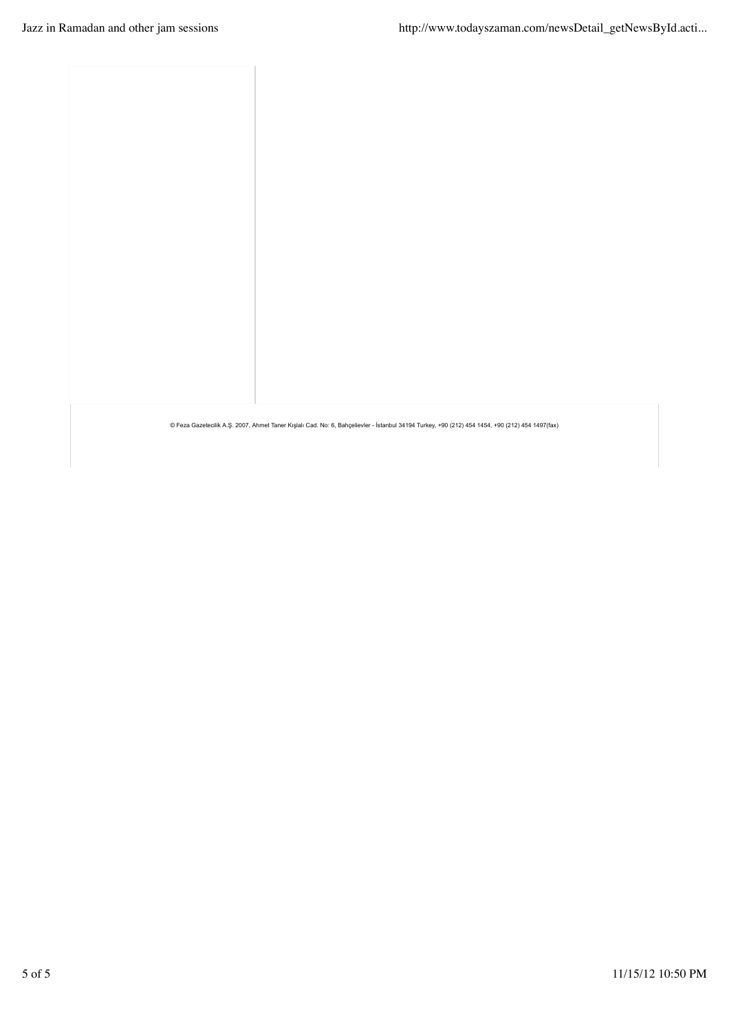© Feza Gazetecilik A.Ş. 2007, Ahmet Taner Kışlalı Cad. No: 6, Bahçelievler - İstanbul 34194 Turkey, +90 (212) 454 1454, +90 (212) 454 1497(fax)